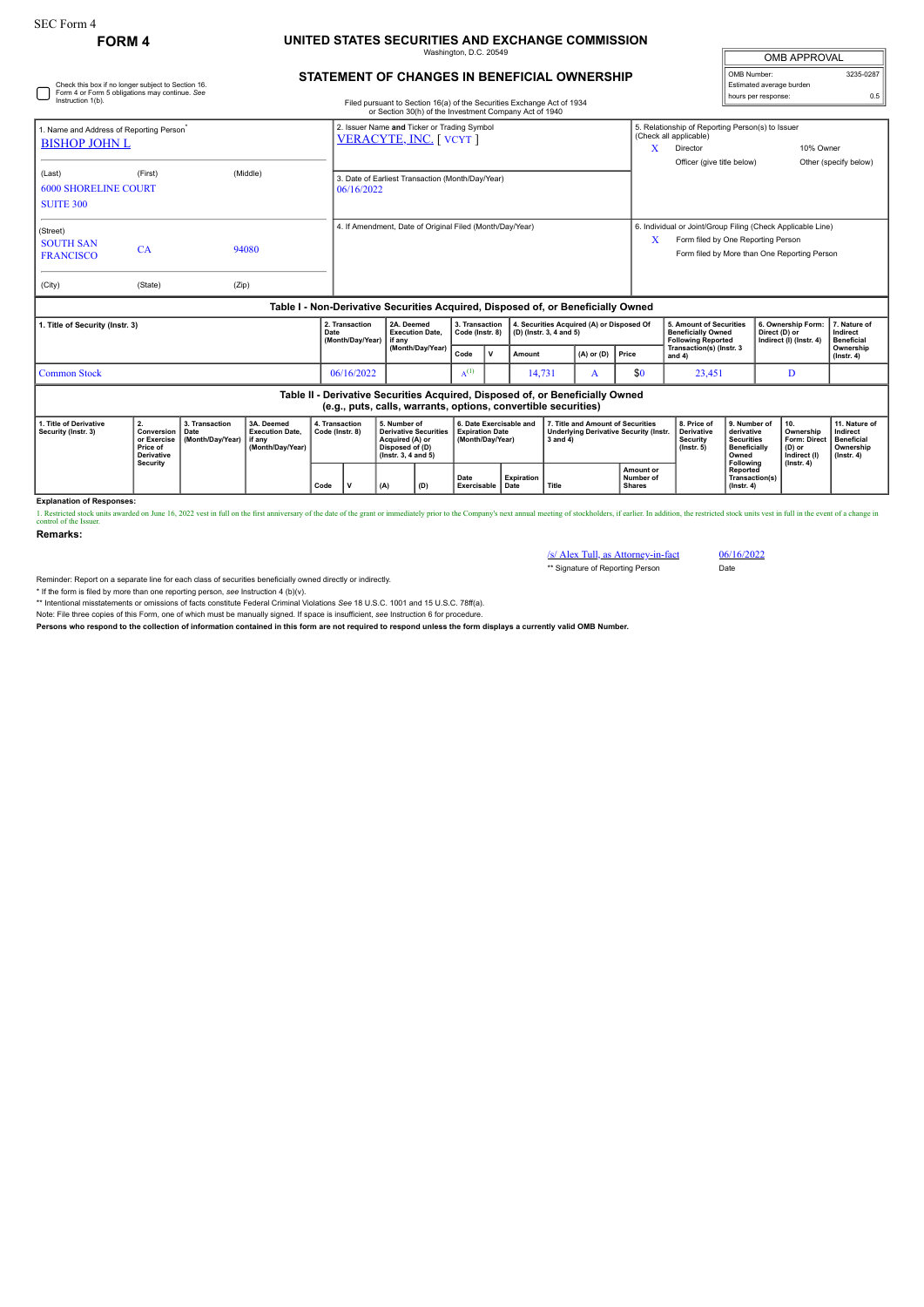SEC Form 4

**FORM 4**

# UNITED STATES SECURITIES AND EXCHANGE COMMISSION

Washington, D.C. 20549

## STATEMENT OF CHANGES IN BENEFICIAL OWNERSHIP

Filed pursuant to Section 16(a) of the Securities Exchange Act of 1934 or Section 30(h) of the Investment Company Act of 1940

| OMB APPROVAL | |
|---|---|
| OMB Number: | 3235-0287 |
| Estimated average burden | |
| hours per response: | 0.5 |

☐ Check this box if no longer subject to Section 16. Form 4 or Form 5 obligations may continue. *See* Instruction 1(b).

1. Name and Address of Reporting Person*
BISHOP JOHN L

(Last) (First) (Middle)
6000 SHORELINE COURT
SUITE 300

(Street)
SOUTH SAN FRANCISCO CA 94080

(City) (State) (Zip)

2. Issuer Name **and** Ticker or Trading Symbol
VERACYTE, INC. [ VCYT ]

3. Date of Earliest Transaction (Month/Day/Year)
06/16/2022

4. If Amendment, Date of Original Filed (Month/Day/Year)

5. Relationship of Reporting Person(s) to Issuer (Check all applicable)
X Director
10% Owner
Officer (give title below)
Other (specify below)

6. Individual or Joint/Group Filing (Check Applicable Line)
X Form filed by One Reporting Person
Form filed by More than One Reporting Person

### Table I - Non-Derivative Securities Acquired, Disposed of, or Beneficially Owned

| 1. Title of Security (Instr. 3) | 2. Transaction Date (Month/Day/Year) | 2A. Deemed Execution Date, if any (Month/Day/Year) | 3. Transaction Code (Instr. 8) | | 4. Securities Acquired (A) or Disposed Of (D) (Instr. 3, 4 and 5) | | | 5. Amount of Securities Beneficially Owned Following Reported Transaction(s) (Instr. 3 and 4) | 6. Ownership Form: Direct (D) or Indirect (I) (Instr. 4) | 7. Nature of Indirect Beneficial Ownership (Instr. 4) |
|---|---|---|---|---|---|---|---|---|---|---|
| | | | Code | V | Amount | (A) or (D) | Price | | | |
| Common Stock | 06/16/2022 | | A[(1)] | | 14,731 | A | $0 | 23,451 | D | |

### Table II - Derivative Securities Acquired, Disposed of, or Beneficially Owned (e.g., puts, calls, warrants, options, convertible securities)

| 1. Title of Derivative Security (Instr. 3) | 2. Conversion or Exercise Price of Derivative Security | 3. Transaction Date (Month/Day/Year) | 3A. Deemed Execution Date, if any (Month/Day/Year) | 4. Transaction Code (Instr. 8) | | 5. Number of Derivative Securities Acquired (A) or Disposed of (D) (Instr. 3, 4 and 5) | | 6. Date Exercisable and Expiration Date (Month/Day/Year) | | 7. Title and Amount of Securities Underlying Derivative Security (Instr. 3 and 4) | | 8. Price of Derivative Security (Instr. 5) | 9. Number of derivative Securities Beneficially Owned Following Reported Transaction(s) (Instr. 4) | 10. Ownership Form: Direct (D) or Indirect (I) (Instr. 4) | 11. Nature of Indirect Beneficial Ownership (Instr. 4) |
|---|---|---|---|---|---|---|---|---|---|---|---|---|---|---|---|
| | | | | Code | V | (A) | (D) | Date Exercisable | Expiration Date | Title | Amount or Number of Shares | | | | |

**Explanation of Responses:**

1. Restricted stock units awarded on June 16, 2022 vest in full on the first anniversary of the date of the grant or immediately prior to the Company's next annual meeting of stockholders, if earlier. In addition, the restricted stock units vest in full in the event of a change in control of the Issuer.

**Remarks:**

/s/ Alex Tull, as Attorney-in-fact 06/16/2022

** Signature of Reporting Person Date

Reminder: Report on a separate line for each class of securities beneficially owned directly or indirectly.

* If the form is filed by more than one reporting person, *see* Instruction 4 (b)(v).

** Intentional misstatements or omissions of facts constitute Federal Criminal Violations *See* 18 U.S.C. 1001 and 15 U.S.C. 78ff(a).

Note: File three copies of this Form, one of which must be manually signed. If space is insufficient, *see* Instruction 6 for procedure.

**Persons who respond to the collection of information contained in this form are not required to respond unless the form displays a currently valid OMB Number.**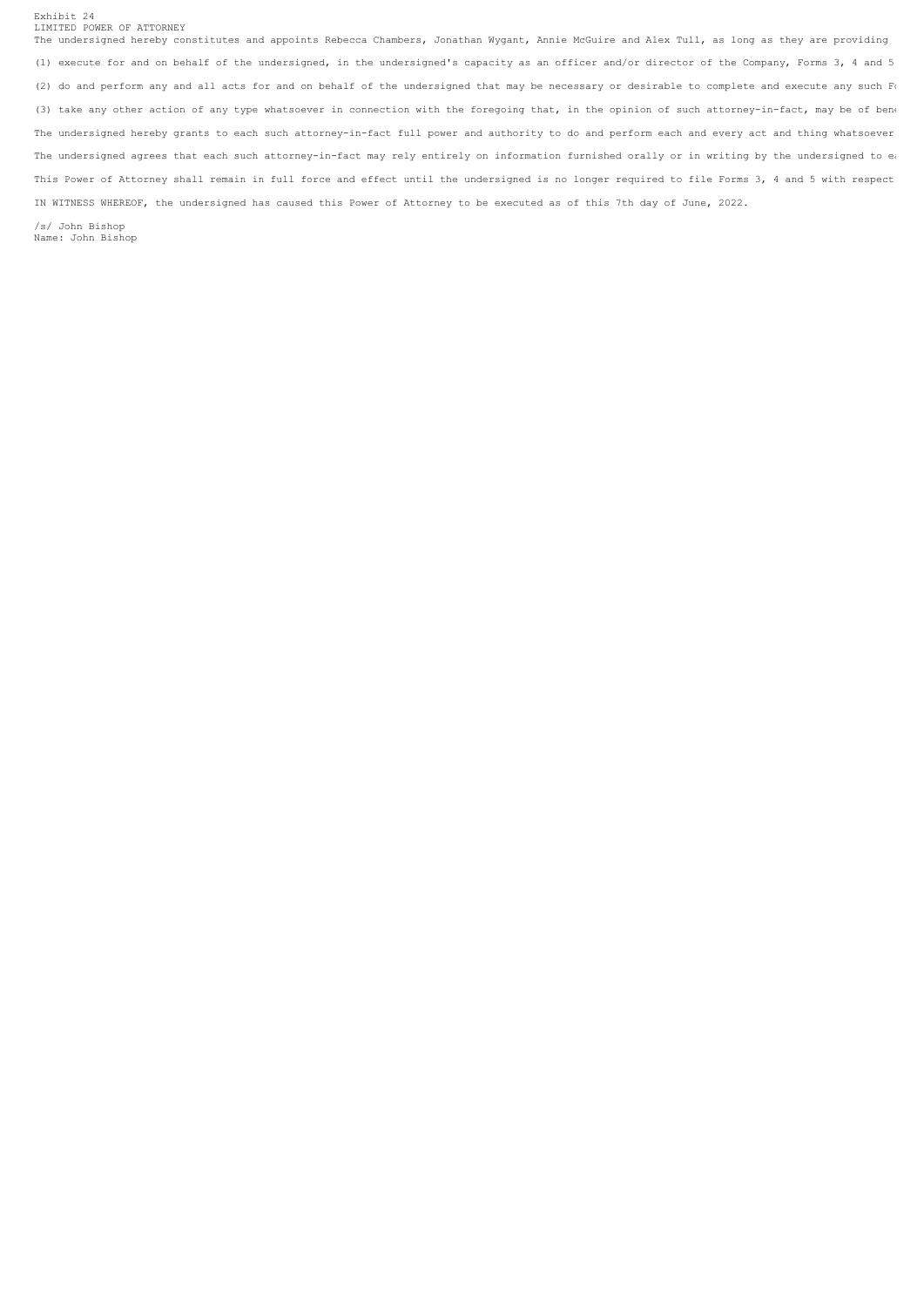Exhibit 24

LIMITED POWER OF ATTORNEY

The undersigned hereby constitutes and appoints Rebecca Chambers, Jonathan Wygant, Annie McGuire and Alex Tull, as long as they are providing

(1) execute for and on behalf of the undersigned, in the undersigned's capacity as an officer and/or director of the Company, Forms 3, 4 and 5

(2) do and perform any and all acts for and on behalf of the undersigned that may be necessary or desirable to complete and execute any such Fo

(3) take any other action of any type whatsoever in connection with the foregoing that, in the opinion of such attorney-in-fact, may be of bene

The undersigned hereby grants to each such attorney-in-fact full power and authority to do and perform each and every act and thing whatsoever

The undersigned agrees that each such attorney-in-fact may rely entirely on information furnished orally or in writing by the undersigned to ea

This Power of Attorney shall remain in full force and effect until the undersigned is no longer required to file Forms 3, 4 and 5 with respect

IN WITNESS WHEREOF, the undersigned has caused this Power of Attorney to be executed as of this 7th day of June, 2022.

/s/ John Bishop
Name: John Bishop